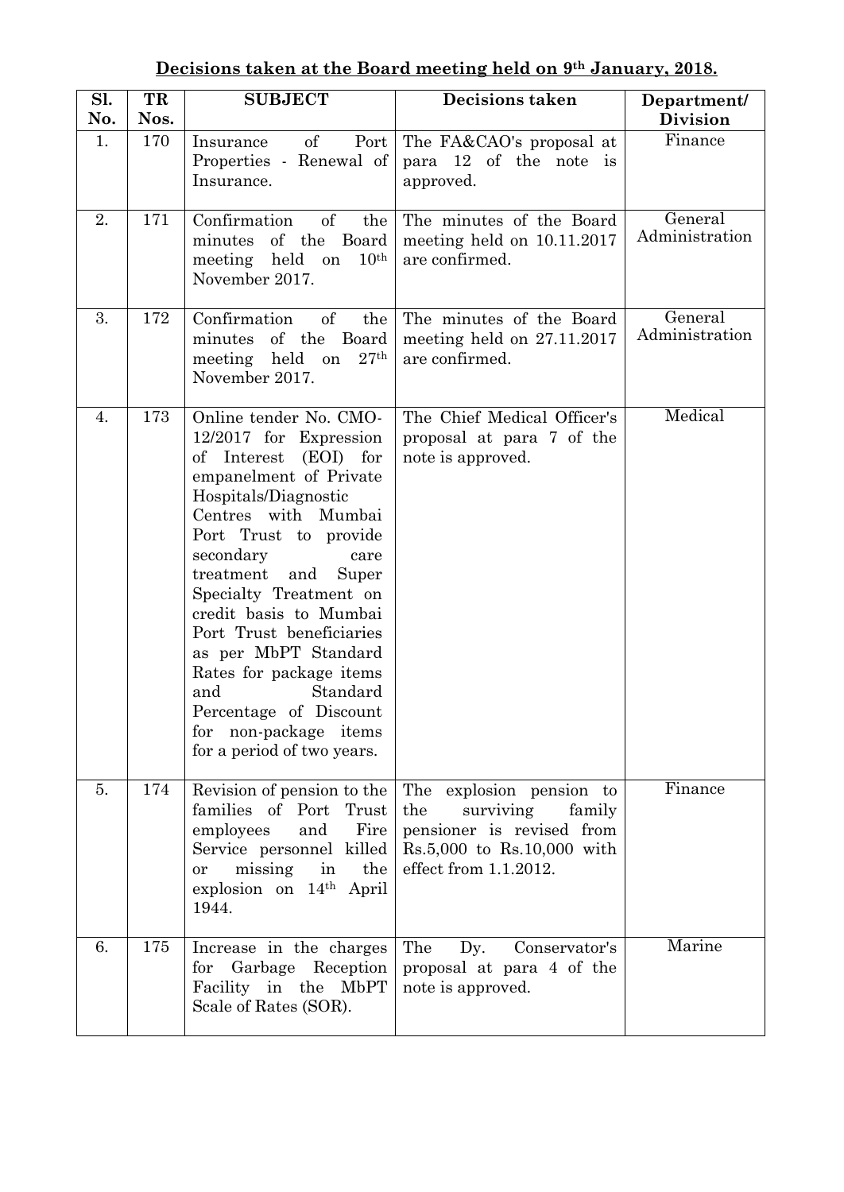**Decisions taken at the Board meeting held on 9th January, 2018.**

| Sl. No. | TR Nos. | SUBJECT | Decisions taken | Department/ Division |
|---|---|---|---|---|
| 1. | 170 | Insurance of Port Properties - Renewal of Insurance. | The FA&CAO's proposal at para 12 of the note is approved. | Finance |
| 2. | 171 | Confirmation of the minutes of the Board meeting held on 10th November 2017. | The minutes of the Board meeting held on 10.11.2017 are confirmed. | General Administration |
| 3. | 172 | Confirmation of the minutes of the Board meeting held on 27th November 2017. | The minutes of the Board meeting held on 27.11.2017 are confirmed. | General Administration |
| 4. | 173 | Online tender No. CMO-12/2017 for Expression of Interest (EOI) for empanelment of Private Hospitals/Diagnostic Centres with Mumbai Port Trust to provide secondary care treatment and Super Specialty Treatment on credit basis to Mumbai Port Trust beneficiaries as per MbPT Standard Rates for package items and Standard Percentage of Discount for non-package items for a period of two years. | The Chief Medical Officer's proposal at para 7 of the note is approved. | Medical |
| 5. | 174 | Revision of pension to the families of Port Trust employees and Fire Service personnel killed or missing in the explosion on 14th April 1944. | The explosion pension to the surviving family pensioner is revised from Rs.5,000 to Rs.10,000 with effect from 1.1.2012. | Finance |
| 6. | 175 | Increase in the charges for Garbage Reception Facility in the MbPT Scale of Rates (SOR). | The Dy. Conservator's proposal at para 4 of the note is approved. | Marine |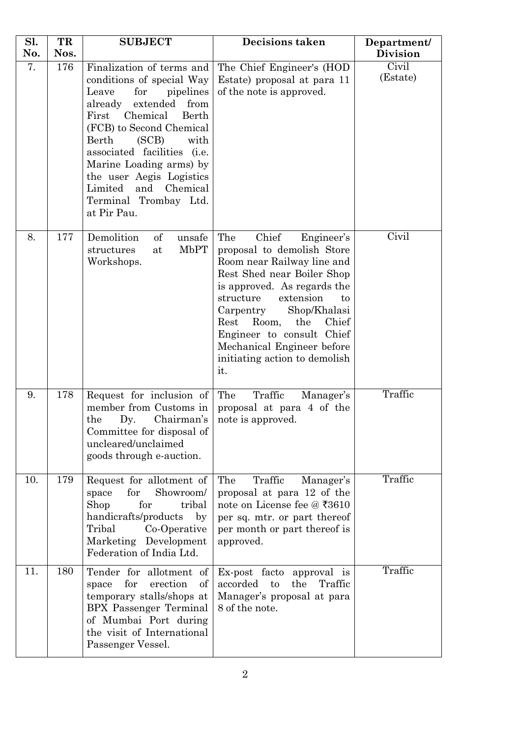| Sl. No. | TR Nos. | SUBJECT | Decisions taken | Department/ Division |
|---|---|---|---|---|
| 7. | 176 | Finalization of terms and conditions of special Way Leave for pipelines already extended from First Chemical Berth (FCB) to Second Chemical Berth (SCB) with associated facilities (i.e. Marine Loading arms) by the user Aegis Logistics Limited and Chemical Terminal Trombay Ltd. at Pir Pau. | The Chief Engineer's (HOD Estate) proposal at para 11 of the note is approved. | Civil (Estate) |
| 8. | 177 | Demolition of unsafe structures at MbPT Workshops. | The Chief Engineer's proposal to demolish Store Room near Railway line and Rest Shed near Boiler Shop is approved. As regards the structure extension to Carpentry Shop/Khalasi Rest Room, the Chief Engineer to consult Chief Mechanical Engineer before initiating action to demolish it. | Civil |
| 9. | 178 | Request for inclusion of member from Customs in the Dy. Chairman's Committee for disposal of uncleared/unclaimed goods through e-auction. | The Traffic Manager's proposal at para 4 of the note is approved. | Traffic |
| 10. | 179 | Request for allotment of space for Showroom/ Shop for tribal handicrafts/products by Tribal Co-Operative Marketing Development Federation of India Ltd. | The Traffic Manager's proposal at para 12 of the note on License fee @ ₹3610 per sq. mtr. or part thereof per month or part thereof is approved. | Traffic |
| 11. | 180 | Tender for allotment of space for erection of temporary stalls/shops at BPX Passenger Terminal of Mumbai Port during the visit of International Passenger Vessel. | Ex-post facto approval is accorded to the Traffic Manager's proposal at para 8 of the note. | Traffic |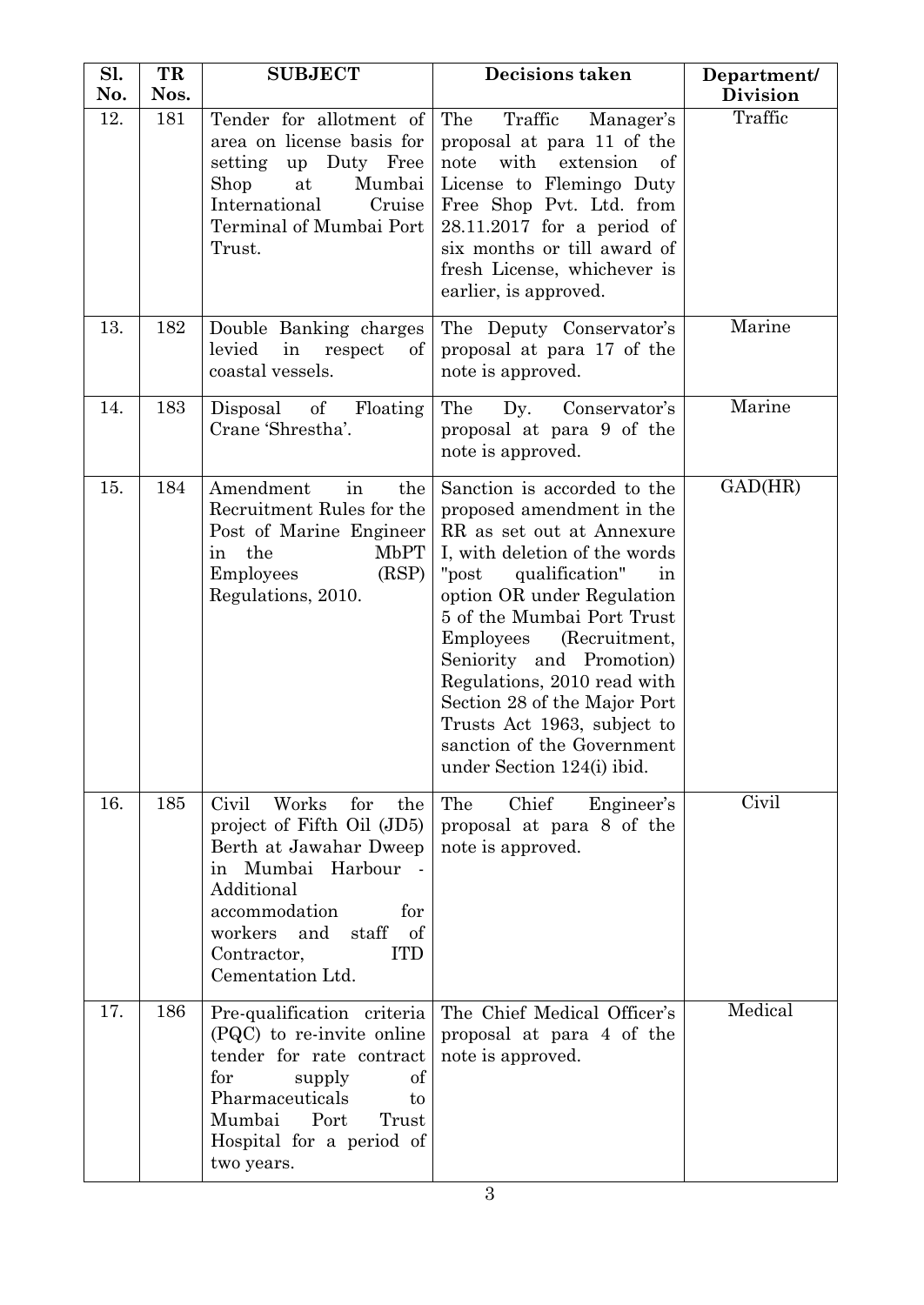| Sl. No. | TR Nos. | SUBJECT | Decisions taken | Department/ Division |
|---|---|---|---|---|
| 12. | 181 | Tender for allotment of area on license basis for setting up Duty Free Shop at Mumbai International Cruise Terminal of Mumbai Port Trust. | The Traffic Manager's proposal at para 11 of the note with extension of License to Flemingo Duty Free Shop Pvt. Ltd. from 28.11.2017 for a period of six months or till award of fresh License, whichever is earlier, is approved. | Traffic |
| 13. | 182 | Double Banking charges levied in respect of coastal vessels. | The Deputy Conservator's proposal at para 17 of the note is approved. | Marine |
| 14. | 183 | Disposal of Floating Crane 'Shrestha'. | The Dy. Conservator's proposal at para 9 of the note is approved. | Marine |
| 15. | 184 | Amendment in the Recruitment Rules for the Post of Marine Engineer in the MbPT Employees (RSP) Regulations, 2010. | Sanction is accorded to the proposed amendment in the RR as set out at Annexure I, with deletion of the words "post qualification" in option OR under Regulation 5 of the Mumbai Port Trust Employees (Recruitment, Seniority and Promotion) Regulations, 2010 read with Section 28 of the Major Port Trusts Act 1963, subject to sanction of the Government under Section 124(i) ibid. | GAD(HR) |
| 16. | 185 | Civil Works for the project of Fifth Oil (JD5) Berth at Jawahar Dweep in Mumbai Harbour - Additional accommodation for workers and staff of Contractor, ITD Cementation Ltd. | The Chief Engineer's proposal at para 8 of the note is approved. | Civil |
| 17. | 186 | Pre-qualification criteria (PQC) to re-invite online tender for rate contract for supply of Pharmaceuticals to Mumbai Port Trust Hospital for a period of two years. | The Chief Medical Officer's proposal at para 4 of the note is approved. | Medical |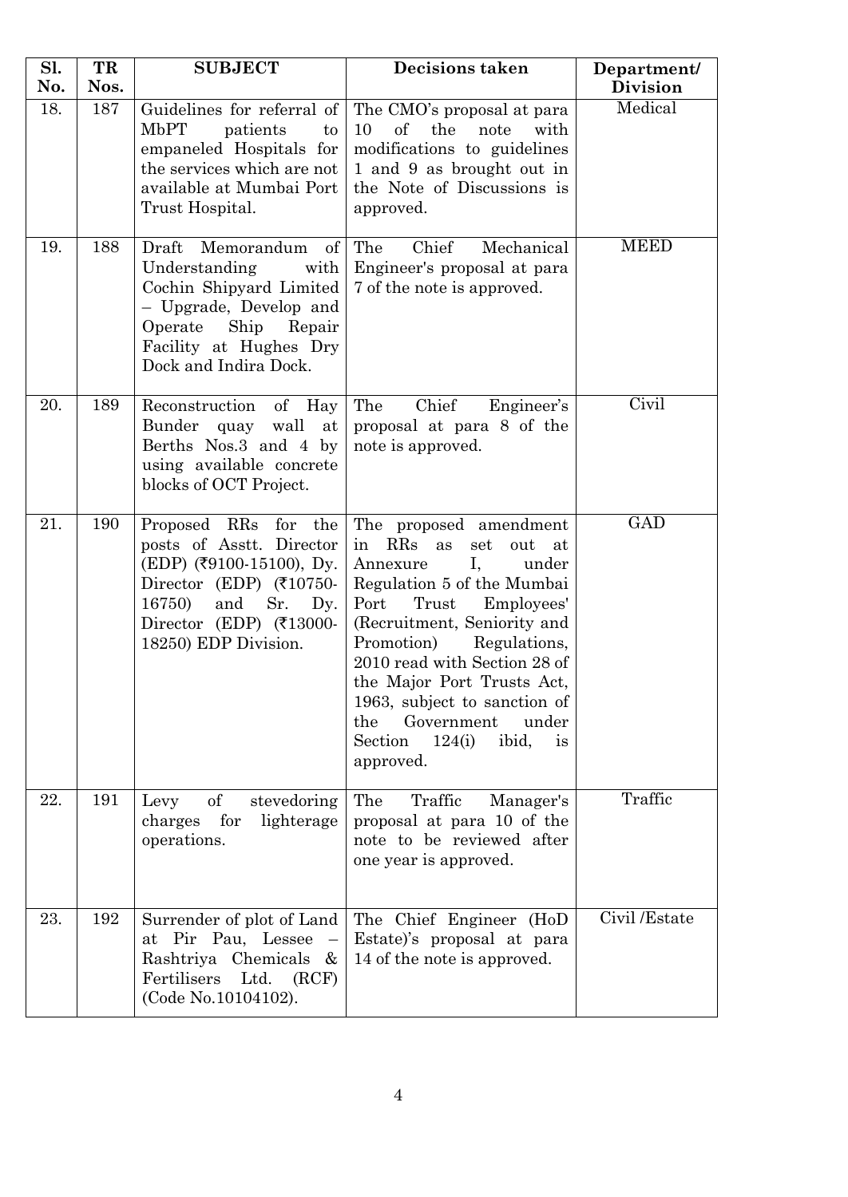| Sl. No. | TR Nos. | SUBJECT | Decisions taken | Department/ Division |
|---|---|---|---|---|
| 18. | 187 | Guidelines for referral of MbPT patients to empaneled Hospitals for the services which are not available at Mumbai Port Trust Hospital. | The CMO's proposal at para 10 of the note with modifications to guidelines 1 and 9 as brought out in the Note of Discussions is approved. | Medical |
| 19. | 188 | Draft Memorandum of Understanding with Cochin Shipyard Limited – Upgrade, Develop and Operate Ship Repair Facility at Hughes Dry Dock and Indira Dock. | The Chief Mechanical Engineer's proposal at para 7 of the note is approved. | MEED |
| 20. | 189 | Reconstruction of Hay Bunder quay wall at Berths Nos.3 and 4 by using available concrete blocks of OCT Project. | The Chief Engineer's proposal at para 8 of the note is approved. | Civil |
| 21. | 190 | Proposed RRs for the posts of Asstt. Director (EDP) (₹9100-15100), Dy. Director (EDP) (₹10750-16750) and Sr. Dy. Director (EDP) (₹13000-18250) EDP Division. | The proposed amendment in RRs as set out at Annexure I, under Regulation 5 of the Mumbai Port Trust Employees' (Recruitment, Seniority and Promotion) Regulations, 2010 read with Section 28 of the Major Port Trusts Act, 1963, subject to sanction of the Government under Section 124(i) ibid, is approved. | GAD |
| 22. | 191 | Levy of stevedoring charges for lighterage operations. | The Traffic Manager's proposal at para 10 of the note to be reviewed after one year is approved. | Traffic |
| 23. | 192 | Surrender of plot of Land at Pir Pau, Lessee – Rashtriya Chemicals & Fertilisers Ltd. (RCF) (Code No.10104102). | The Chief Engineer (HoD Estate)'s proposal at para 14 of the note is approved. | Civil /Estate |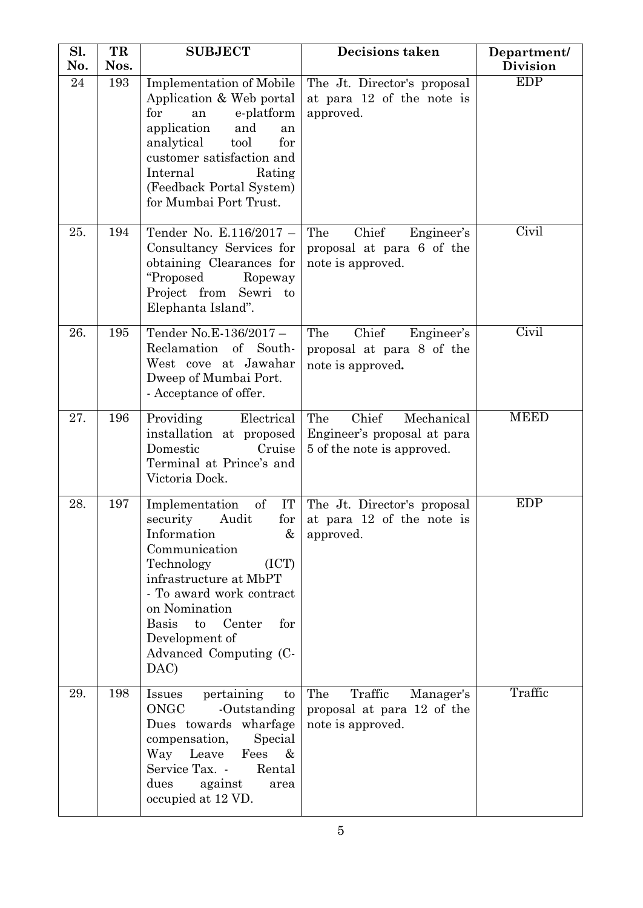| Sl. No. | TR Nos. | SUBJECT | Decisions taken | Department/ Division |
|---|---|---|---|---|
| 24 | 193 | Implementation of Mobile Application & Web portal for an e-platform application and an analytical tool for customer satisfaction and Internal Rating (Feedback Portal System) for Mumbai Port Trust. | The Jt. Director's proposal at para 12 of the note is approved. | EDP |
| 25. | 194 | Tender No. E.116/2017 – Consultancy Services for obtaining Clearances for "Proposed Ropeway Project from Sewri to Elephanta Island". | The Chief Engineer's proposal at para 6 of the note is approved. | Civil |
| 26. | 195 | Tender No.E-136/2017 – Reclamation of South-West cove at Jawahar Dweep of Mumbai Port. - Acceptance of offer. | The Chief Engineer's proposal at para 8 of the note is approved. | Civil |
| 27. | 196 | Providing Electrical installation at proposed Domestic Cruise Terminal at Prince's and Victoria Dock. | The Chief Mechanical Engineer's proposal at para 5 of the note is approved. | MEED |
| 28. | 197 | Implementation of IT security Audit for Information & Communication Technology (ICT) infrastructure at MbPT - To award work contract on Nomination Basis to Center for Development of Advanced Computing (C-DAC) | The Jt. Director's proposal at para 12 of the note is approved. | EDP |
| 29. | 198 | Issues pertaining to ONGC -Outstanding Dues towards wharfage compensation, Special Way Leave Fees & Service Tax. - Rental dues against area occupied at 12 VD. | The Traffic Manager's proposal at para 12 of the note is approved. | Traffic |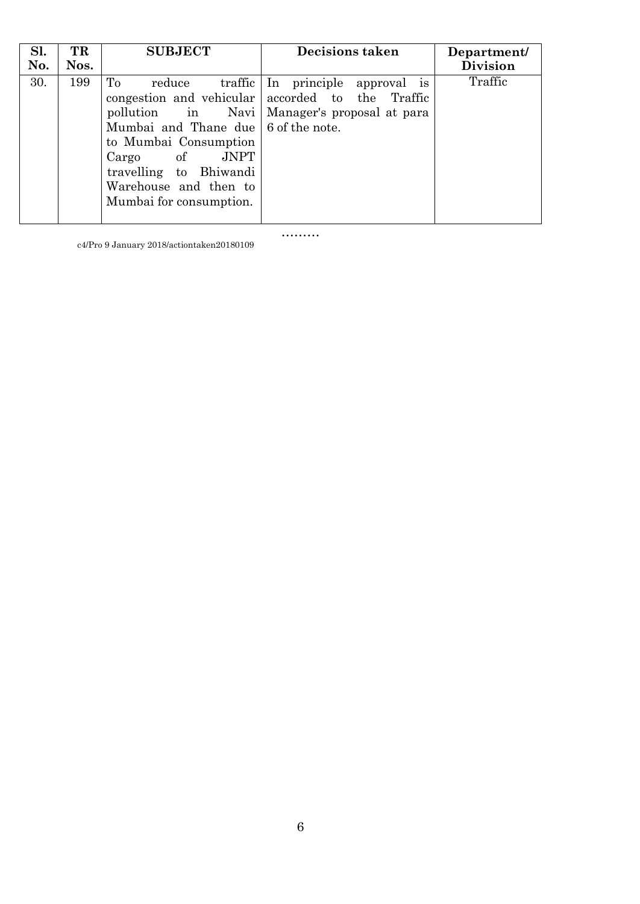| Sl. No. | TR Nos. | SUBJECT | Decisions taken | Department/ Division |
|---|---|---|---|---|
| 30. | 199 | To reduce traffic congestion and vehicular pollution in Navi Mumbai and Thane due to Mumbai Consumption Cargo of JNPT travelling to Bhiwandi Warehouse and then to Mumbai for consumption. | In principle approval is accorded to the Traffic Manager's proposal at para 6 of the note. | Traffic |

………

c4/Pro 9 January 2018/actiontaken20180109